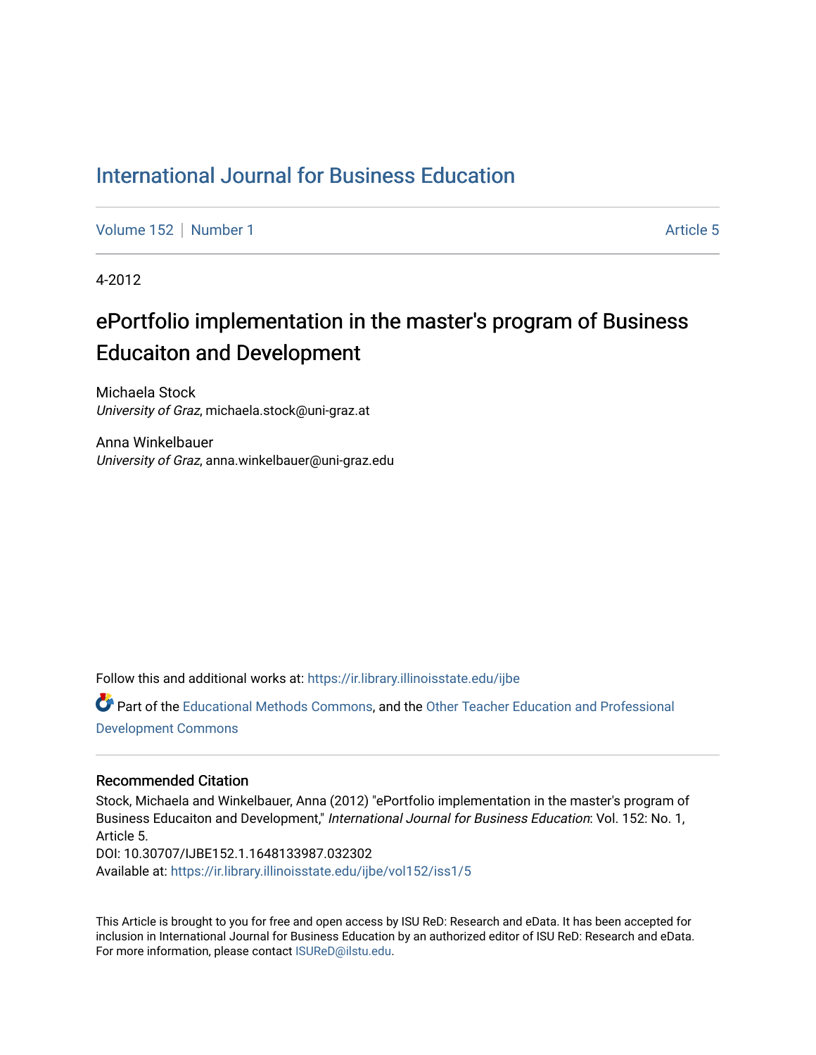# International Journal for Business Education

Volume 152 | Number 1 | Article 5

4-2012

## ePortfolio implementation in the master's program of Business Educaiton and Development

Michaela Stock
*University of Graz*, michaela.stock@uni-graz.at

Anna Winkelbauer
*University of Graz*, anna.winkelbauer@uni-graz.edu

Follow this and additional works at: https://ir.library.illinoisstate.edu/ijbe

Part of the Educational Methods Commons, and the Other Teacher Education and Professional Development Commons

### Recommended Citation

Stock, Michaela and Winkelbauer, Anna (2012) "ePortfolio implementation in the master's program of Business Educaiton and Development," *International Journal for Business Education*: Vol. 152: No. 1, Article 5.
DOI: 10.30707/IJBE152.1.1648133987.032302
Available at: https://ir.library.illinoisstate.edu/ijbe/vol152/iss1/5

This Article is brought to you for free and open access by ISU ReD: Research and eData. It has been accepted for inclusion in International Journal for Business Education by an authorized editor of ISU ReD: Research and eData. For more information, please contact ISUReD@ilstu.edu.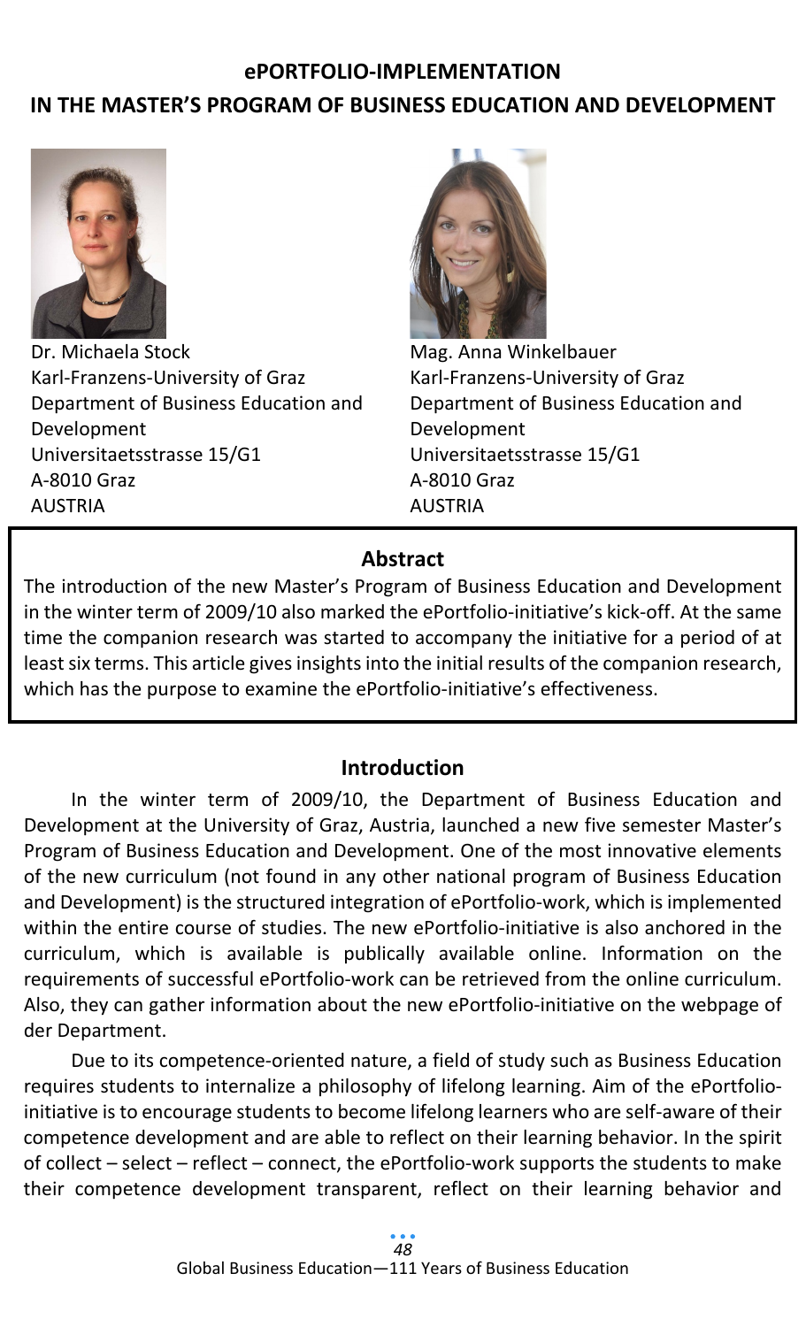## ePORTFOLIO-IMPLEMENTATION IN THE MASTER'S PROGRAM OF BUSINESS EDUCATION AND DEVELOPMENT

Dr. Michaela Stock
Karl-Franzens-University of Graz
Department of Business Education and Development
Universitaetsstrasse 15/G1
A-8010 Graz
AUSTRIA

Mag. Anna Winkelbauer
Karl-Franzens-University of Graz
Department of Business Education and Development
Universitaetsstrasse 15/G1
A-8010 Graz
AUSTRIA

### Abstract

The introduction of the new Master's Program of Business Education and Development in the winter term of 2009/10 also marked the ePortfolio-initiative's kick-off. At the same time the companion research was started to accompany the initiative for a period of at least six terms. This article gives insights into the initial results of the companion research, which has the purpose to examine the ePortfolio-initiative's effectiveness.

### Introduction

In the winter term of 2009/10, the Department of Business Education and Development at the University of Graz, Austria, launched a new five semester Master's Program of Business Education and Development. One of the most innovative elements of the new curriculum (not found in any other national program of Business Education and Development) is the structured integration of ePortfolio-work, which is implemented within the entire course of studies. The new ePortfolio-initiative is also anchored in the curriculum, which is available is publically available online. Information on the requirements of successful ePortfolio-work can be retrieved from the online curriculum. Also, they can gather information about the new ePortfolio-initiative on the webpage of der Department.

Due to its competence-oriented nature, a field of study such as Business Education requires students to internalize a philosophy of lifelong learning. Aim of the ePortfolio-initiative is to encourage students to become lifelong learners who are self-aware of their competence development and are able to reflect on their learning behavior. In the spirit of collect – select – reflect – connect, the ePortfolio-work supports the students to make their competence development transparent, reflect on their learning behavior and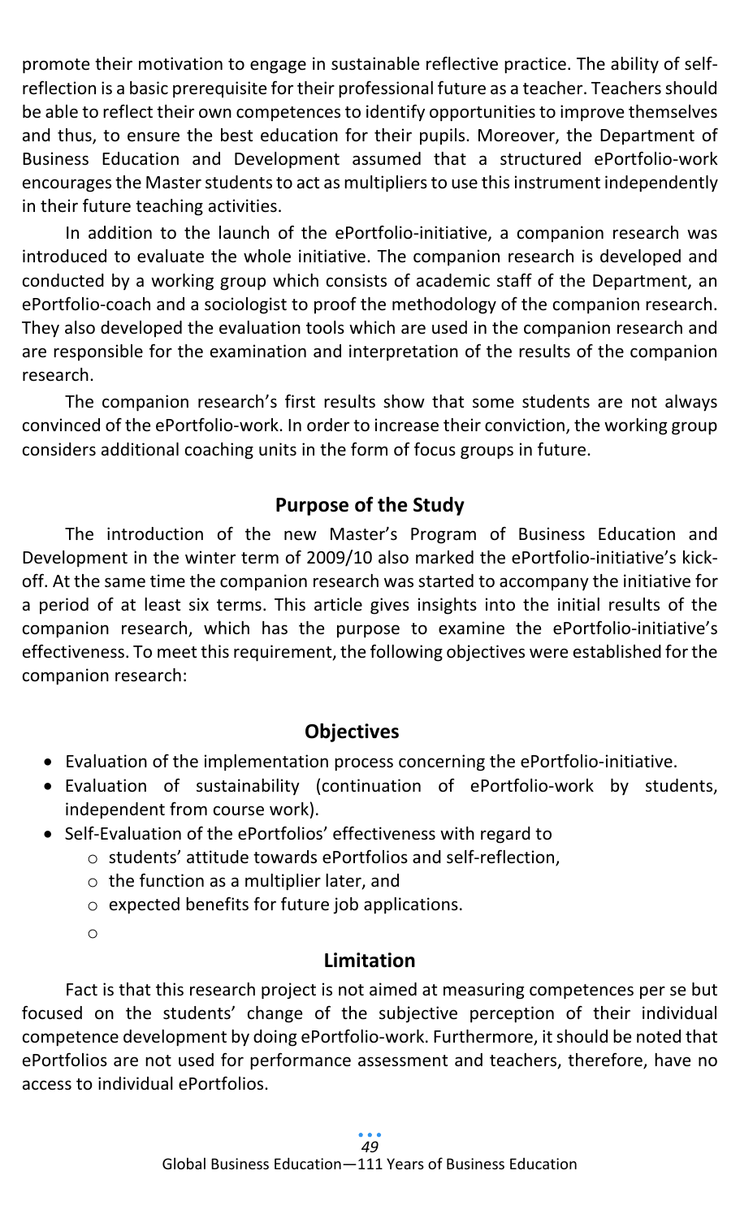promote their motivation to engage in sustainable reflective practice. The ability of self-reflection is a basic prerequisite for their professional future as a teacher. Teachers should be able to reflect their own competences to identify opportunities to improve themselves and thus, to ensure the best education for their pupils. Moreover, the Department of Business Education and Development assumed that a structured ePortfolio-work encourages the Master students to act as multipliers to use this instrument independently in their future teaching activities.

In addition to the launch of the ePortfolio-initiative, a companion research was introduced to evaluate the whole initiative. The companion research is developed and conducted by a working group which consists of academic staff of the Department, an ePortfolio-coach and a sociologist to proof the methodology of the companion research. They also developed the evaluation tools which are used in the companion research and are responsible for the examination and interpretation of the results of the companion research.

The companion research's first results show that some students are not always convinced of the ePortfolio-work. In order to increase their conviction, the working group considers additional coaching units in the form of focus groups in future.

## Purpose of the Study

The introduction of the new Master's Program of Business Education and Development in the winter term of 2009/10 also marked the ePortfolio-initiative's kick-off. At the same time the companion research was started to accompany the initiative for a period of at least six terms. This article gives insights into the initial results of the companion research, which has the purpose to examine the ePortfolio-initiative's effectiveness. To meet this requirement, the following objectives were established for the companion research:

## Objectives

- Evaluation of the implementation process concerning the ePortfolio-initiative.
- Evaluation of sustainability (continuation of ePortfolio-work by students, independent from course work).
- Self-Evaluation of the ePortfolios' effectiveness with regard to
  - students' attitude towards ePortfolios and self-reflection,
  - the function as a multiplier later, and
  - expected benefits for future job applications.

## Limitation

Fact is that this research project is not aimed at measuring competences per se but focused on the students' change of the subjective perception of their individual competence development by doing ePortfolio-work. Furthermore, it should be noted that ePortfolios are not used for performance assessment and teachers, therefore, have no access to individual ePortfolios.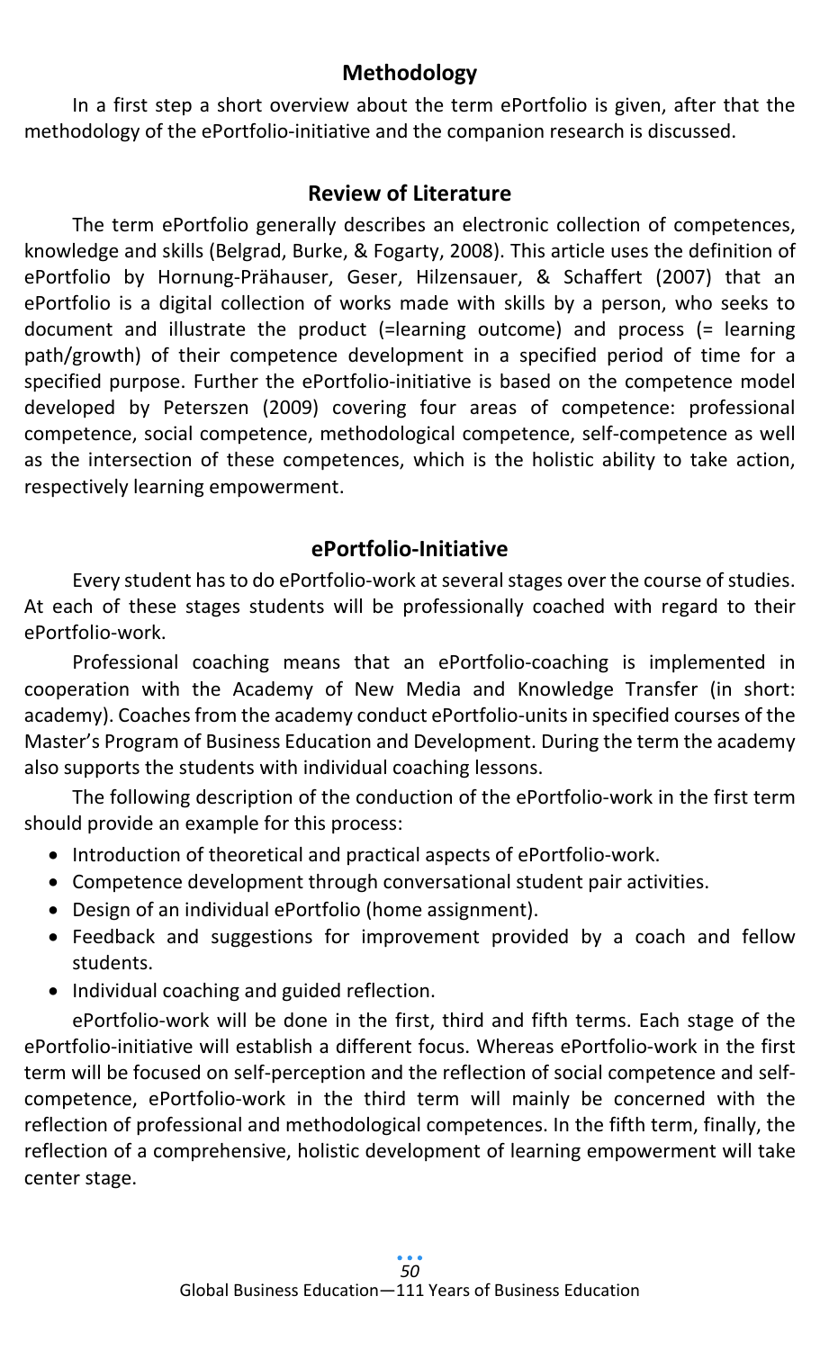## Methodology

In a first step a short overview about the term ePortfolio is given, after that the methodology of the ePortfolio-initiative and the companion research is discussed.

## Review of Literature

The term ePortfolio generally describes an electronic collection of competences, knowledge and skills (Belgrad, Burke, & Fogarty, 2008). This article uses the definition of ePortfolio by Hornung-Prähauser, Geser, Hilzensauer, & Schaffert (2007) that an ePortfolio is a digital collection of works made with skills by a person, who seeks to document and illustrate the product (=learning outcome) and process (= learning path/growth) of their competence development in a specified period of time for a specified purpose. Further the ePortfolio-initiative is based on the competence model developed by Peterszen (2009) covering four areas of competence: professional competence, social competence, methodological competence, self-competence as well as the intersection of these competences, which is the holistic ability to take action, respectively learning empowerment.

## ePortfolio-Initiative

Every student has to do ePortfolio-work at several stages over the course of studies. At each of these stages students will be professionally coached with regard to their ePortfolio-work.

Professional coaching means that an ePortfolio-coaching is implemented in cooperation with the Academy of New Media and Knowledge Transfer (in short: academy). Coaches from the academy conduct ePortfolio-units in specified courses of the Master's Program of Business Education and Development. During the term the academy also supports the students with individual coaching lessons.

The following description of the conduction of the ePortfolio-work in the first term should provide an example for this process:

- Introduction of theoretical and practical aspects of ePortfolio-work.
- Competence development through conversational student pair activities.
- Design of an individual ePortfolio (home assignment).
- Feedback and suggestions for improvement provided by a coach and fellow students.
- Individual coaching and guided reflection.

ePortfolio-work will be done in the first, third and fifth terms. Each stage of the ePortfolio-initiative will establish a different focus. Whereas ePortfolio-work in the first term will be focused on self-perception and the reflection of social competence and self-competence, ePortfolio-work in the third term will mainly be concerned with the reflection of professional and methodological competences. In the fifth term, finally, the reflection of a comprehensive, holistic development of learning empowerment will take center stage.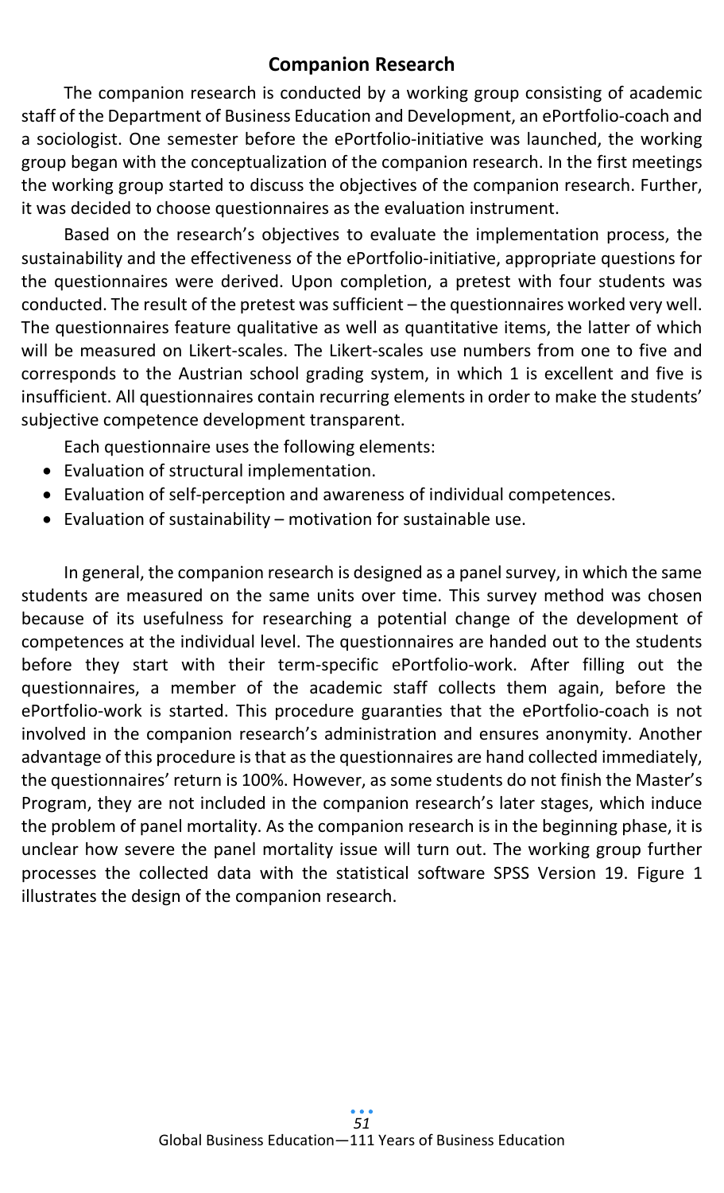## Companion Research

The companion research is conducted by a working group consisting of academic staff of the Department of Business Education and Development, an ePortfolio-coach and a sociologist. One semester before the ePortfolio-initiative was launched, the working group began with the conceptualization of the companion research. In the first meetings the working group started to discuss the objectives of the companion research. Further, it was decided to choose questionnaires as the evaluation instrument.

Based on the research's objectives to evaluate the implementation process, the sustainability and the effectiveness of the ePortfolio-initiative, appropriate questions for the questionnaires were derived. Upon completion, a pretest with four students was conducted. The result of the pretest was sufficient – the questionnaires worked very well. The questionnaires feature qualitative as well as quantitative items, the latter of which will be measured on Likert-scales. The Likert-scales use numbers from one to five and corresponds to the Austrian school grading system, in which 1 is excellent and five is insufficient. All questionnaires contain recurring elements in order to make the students' subjective competence development transparent.

Each questionnaire uses the following elements:

- Evaluation of structural implementation.
- Evaluation of self-perception and awareness of individual competences.
- Evaluation of sustainability – motivation for sustainable use.

In general, the companion research is designed as a panel survey, in which the same students are measured on the same units over time. This survey method was chosen because of its usefulness for researching a potential change of the development of competences at the individual level. The questionnaires are handed out to the students before they start with their term-specific ePortfolio-work. After filling out the questionnaires, a member of the academic staff collects them again, before the ePortfolio-work is started. This procedure guaranties that the ePortfolio-coach is not involved in the companion research's administration and ensures anonymity. Another advantage of this procedure is that as the questionnaires are hand collected immediately, the questionnaires' return is 100%. However, as some students do not finish the Master's Program, they are not included in the companion research's later stages, which induce the problem of panel mortality. As the companion research is in the beginning phase, it is unclear how severe the panel mortality issue will turn out. The working group further processes the collected data with the statistical software SPSS Version 19. Figure 1 illustrates the design of the companion research.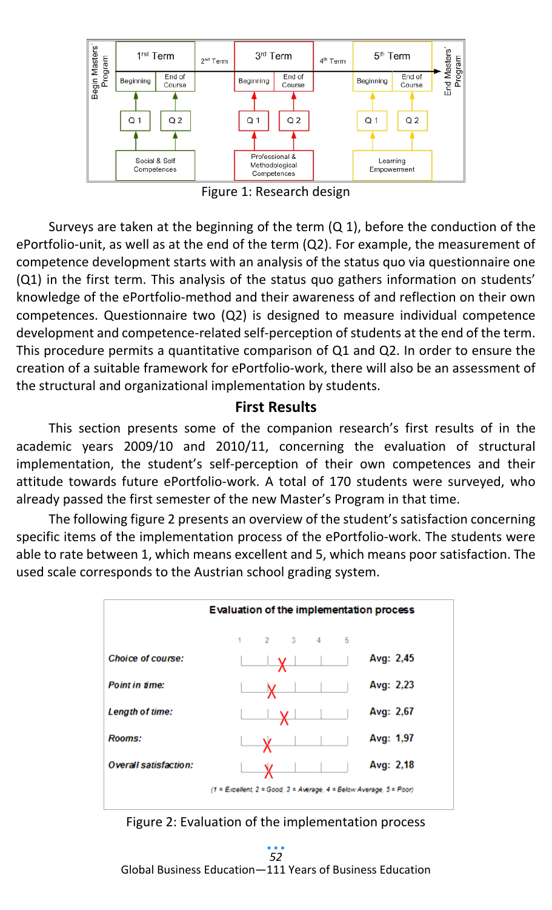Figure 1: Research design

Surveys are taken at the beginning of the term (Q 1), before the conduction of the ePortfolio-unit, as well as at the end of the term (Q2). For example, the measurement of competence development starts with an analysis of the status quo via questionnaire one (Q1) in the first term. This analysis of the status quo gathers information on students' knowledge of the ePortfolio-method and their awareness of and reflection on their own competences. Questionnaire two (Q2) is designed to measure individual competence development and competence-related self-perception of students at the end of the term. This procedure permits a quantitative comparison of Q1 and Q2. In order to ensure the creation of a suitable framework for ePortfolio-work, there will also be an assessment of the structural and organizational implementation by students.

## First Results

This section presents some of the companion research's first results of in the academic years 2009/10 and 2010/11, concerning the evaluation of structural implementation, the student's self-perception of their own competences and their attitude towards future ePortfolio-work. A total of 170 students were surveyed, who already passed the first semester of the new Master's Program in that time.

The following figure 2 presents an overview of the student's satisfaction concerning specific items of the implementation process of the ePortfolio-work. The students were able to rate between 1, which means excellent and 5, which means poor satisfaction. The used scale corresponds to the Austrian school grading system.

Figure 2: Evaluation of the implementation process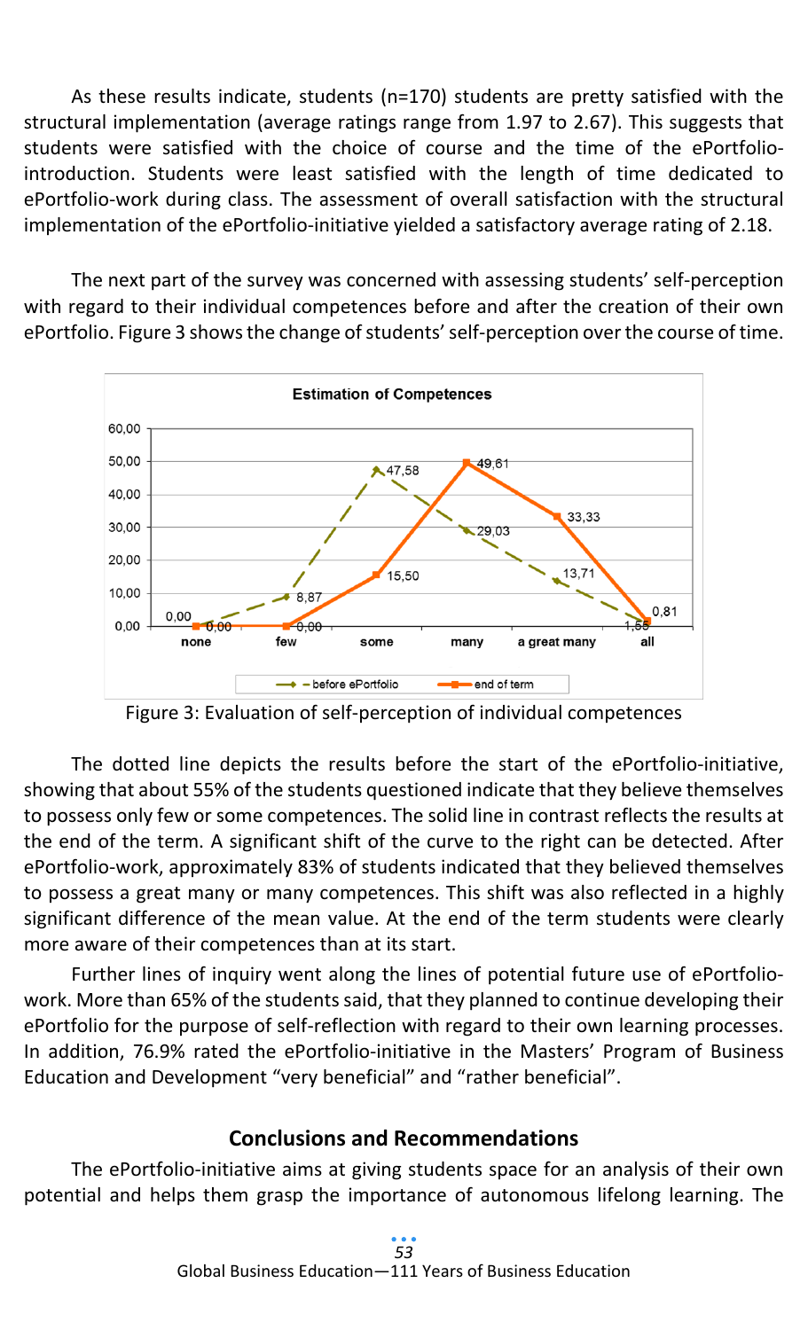As these results indicate, students (n=170) students are pretty satisfied with the structural implementation (average ratings range from 1.97 to 2.67). This suggests that students were satisfied with the choice of course and the time of the ePortfolio-introduction. Students were least satisfied with the length of time dedicated to ePortfolio-work during class. The assessment of overall satisfaction with the structural implementation of the ePortfolio-initiative yielded a satisfactory average rating of 2.18.

The next part of the survey was concerned with assessing students' self-perception with regard to their individual competences before and after the creation of their own ePortfolio. Figure 3 shows the change of students' self-perception over the course of time.

Figure 3: Evaluation of self-perception of individual competences

The dotted line depicts the results before the start of the ePortfolio-initiative, showing that about 55% of the students questioned indicate that they believe themselves to possess only few or some competences. The solid line in contrast reflects the results at the end of the term. A significant shift of the curve to the right can be detected. After ePortfolio-work, approximately 83% of students indicated that they believed themselves to possess a great many or many competences. This shift was also reflected in a highly significant difference of the mean value. At the end of the term students were clearly more aware of their competences than at its start.

Further lines of inquiry went along the lines of potential future use of ePortfolio-work. More than 65% of the students said, that they planned to continue developing their ePortfolio for the purpose of self-reflection with regard to their own learning processes. In addition, 76.9% rated the ePortfolio-initiative in the Masters' Program of Business Education and Development "very beneficial" and "rather beneficial".

## Conclusions and Recommendations

The ePortfolio-initiative aims at giving students space for an analysis of their own potential and helps them grasp the importance of autonomous lifelong learning. The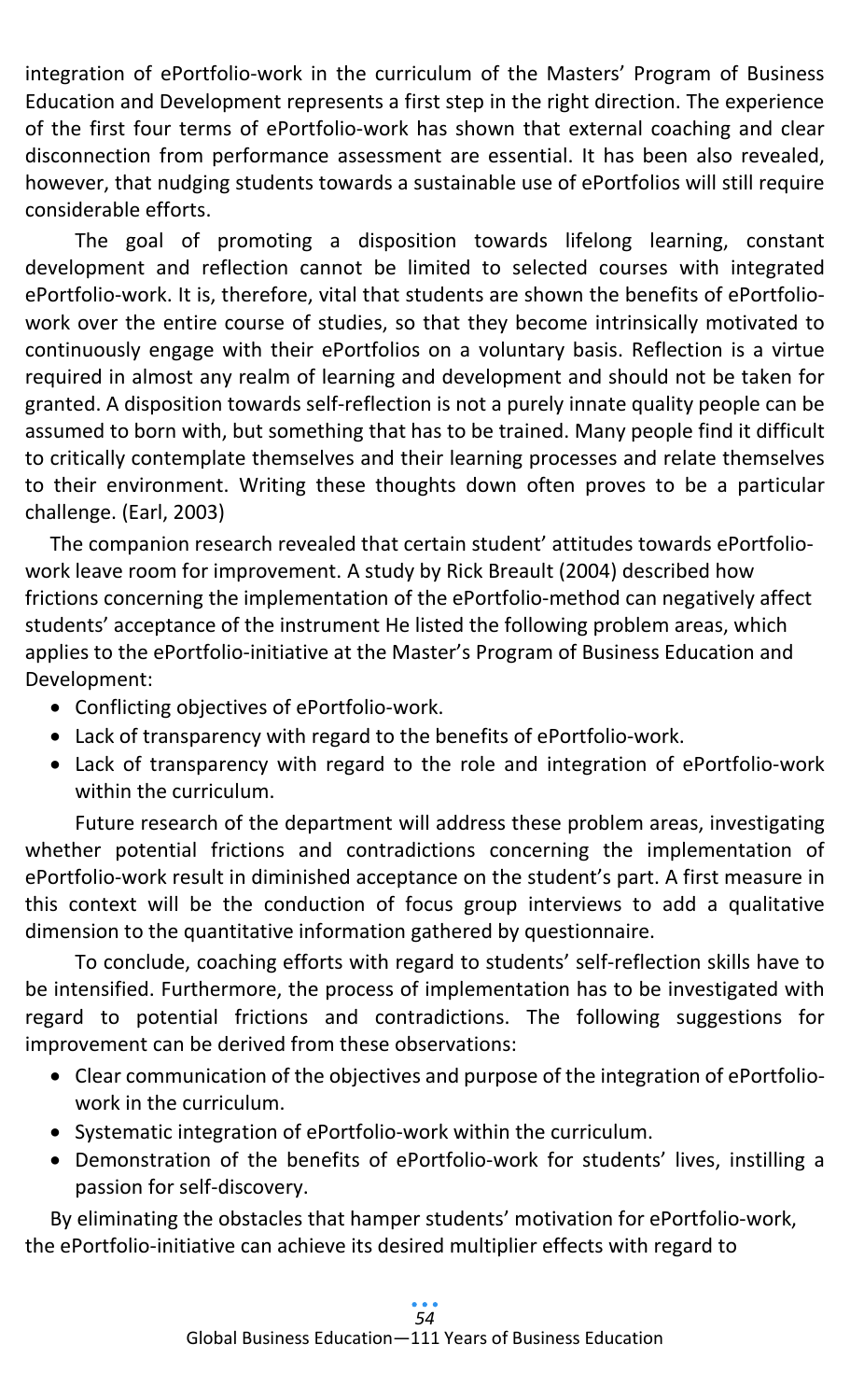integration of ePortfolio-work in the curriculum of the Masters' Program of Business Education and Development represents a first step in the right direction. The experience of the first four terms of ePortfolio-work has shown that external coaching and clear disconnection from performance assessment are essential. It has been also revealed, however, that nudging students towards a sustainable use of ePortfolios will still require considerable efforts.

The goal of promoting a disposition towards lifelong learning, constant development and reflection cannot be limited to selected courses with integrated ePortfolio-work. It is, therefore, vital that students are shown the benefits of ePortfolio-work over the entire course of studies, so that they become intrinsically motivated to continuously engage with their ePortfolios on a voluntary basis. Reflection is a virtue required in almost any realm of learning and development and should not be taken for granted. A disposition towards self-reflection is not a purely innate quality people can be assumed to born with, but something that has to be trained. Many people find it difficult to critically contemplate themselves and their learning processes and relate themselves to their environment. Writing these thoughts down often proves to be a particular challenge. (Earl, 2003)

The companion research revealed that certain student' attitudes towards ePortfolio-work leave room for improvement. A study by Rick Breault (2004) described how frictions concerning the implementation of the ePortfolio-method can negatively affect students' acceptance of the instrument He listed the following problem areas, which applies to the ePortfolio-initiative at the Master's Program of Business Education and Development:

- Conflicting objectives of ePortfolio-work.
- Lack of transparency with regard to the benefits of ePortfolio-work.
- Lack of transparency with regard to the role and integration of ePortfolio-work within the curriculum.

Future research of the department will address these problem areas, investigating whether potential frictions and contradictions concerning the implementation of ePortfolio-work result in diminished acceptance on the student's part. A first measure in this context will be the conduction of focus group interviews to add a qualitative dimension to the quantitative information gathered by questionnaire.

To conclude, coaching efforts with regard to students' self-reflection skills have to be intensified. Furthermore, the process of implementation has to be investigated with regard to potential frictions and contradictions. The following suggestions for improvement can be derived from these observations:

- Clear communication of the objectives and purpose of the integration of ePortfolio-work in the curriculum.
- Systematic integration of ePortfolio-work within the curriculum.
- Demonstration of the benefits of ePortfolio-work for students' lives, instilling a passion for self-discovery.

By eliminating the obstacles that hamper students' motivation for ePortfolio-work, the ePortfolio-initiative can achieve its desired multiplier effects with regard to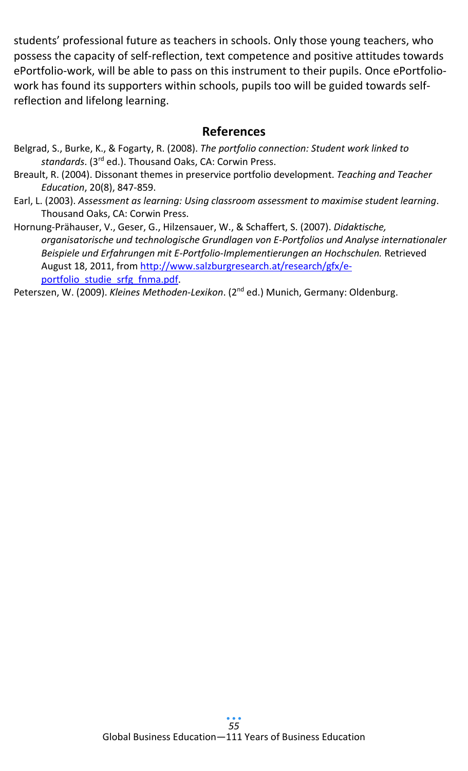students' professional future as teachers in schools. Only those young teachers, who possess the capacity of self-reflection, text competence and positive attitudes towards ePortfolio-work, will be able to pass on this instrument to their pupils. Once ePortfolio-work has found its supporters within schools, pupils too will be guided towards self-reflection and lifelong learning.

## References

Belgrad, S., Burke, K., & Fogarty, R. (2008). *The portfolio connection: Student work linked to standards*. (3rd ed.). Thousand Oaks, CA: Corwin Press.

Breault, R. (2004). Dissonant themes in preservice portfolio development. *Teaching and Teacher Education*, 20(8), 847-859.

Earl, L. (2003). *Assessment as learning: Using classroom assessment to maximise student learning*. Thousand Oaks, CA: Corwin Press.

Hornung-Prähauser, V., Geser, G., Hilzensauer, W., & Schaffert, S. (2007). *Didaktische, organisatorische und technologische Grundlagen von E-Portfolios und Analyse internationaler Beispiele und Erfahrungen mit E-Portfolio-Implementierungen an Hochschulen.* Retrieved August 18, 2011, from http://www.salzburgresearch.at/research/gfx/e-portfolio_studie_srfg_fnma.pdf.

Peterszen, W. (2009). *Kleines Methoden-Lexikon*. (2nd ed.) Munich, Germany: Oldenburg.